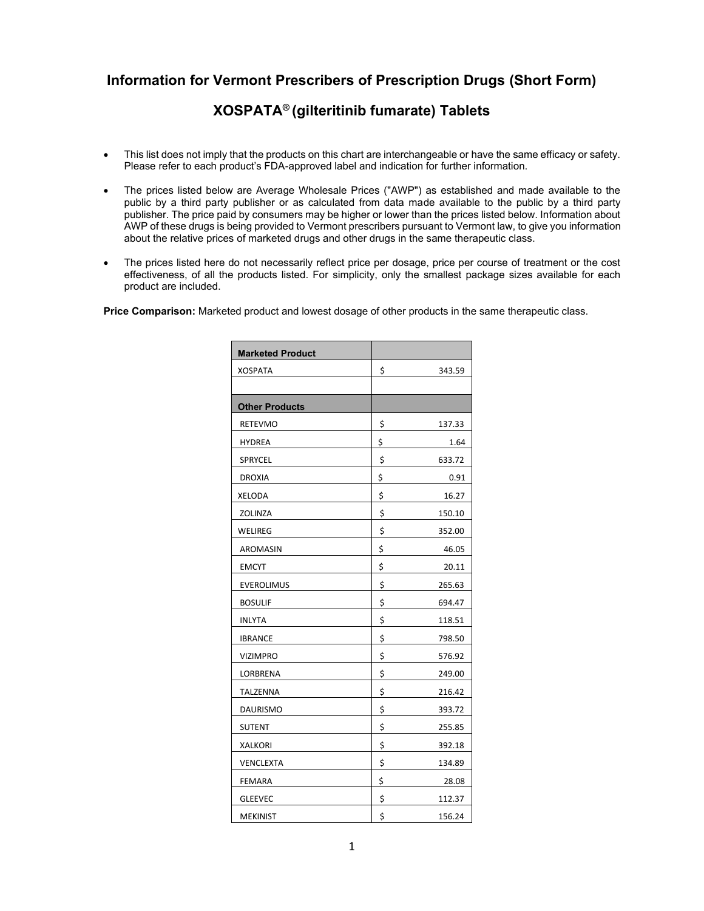# Information for Vermont Prescribers of Prescription Drugs (Short Form)

## XOSPATA® (gilteritinib fumarate) Tablets

- This list does not imply that the products on this chart are interchangeable or have the same efficacy or safety. Please refer to each product's FDA-approved label and indication for further information.
- The prices listed below are Average Wholesale Prices ("AWP") as established and made available to the public by a third party publisher or as calculated from data made available to the public by a third party publisher. The price paid by consumers may be higher or lower than the prices listed below. Information about AWP of these drugs is being provided to Vermont prescribers pursuant to Vermont law, to give you information about the relative prices of marketed drugs and other drugs in the same therapeutic class.
- The prices listed here do not necessarily reflect price per dosage, price per course of treatment or the cost effectiveness, of all the products listed. For simplicity, only the smallest package sizes available for each product are included.

**Price Comparison:** Marketed product and lowest dosage of other products in the same therapeutic class.

| **Marketed Product** | |
|---|---|
| XOSPATA | $ 343.59 |
| | |
| **Other Products** | |
| RETEVMO | $ 137.33 |
| HYDREA | $ 1.64 |
| SPRYCEL | $ 633.72 |
| DROXIA | $ 0.91 |
| XELODA | $ 16.27 |
| ZOLINZA | $ 150.10 |
| WELIREG | $ 352.00 |
| AROMASIN | $ 46.05 |
| EMCYT | $ 20.11 |
| EVEROLIMUS | $ 265.63 |
| BOSULIF | $ 694.47 |
| INLYTA | $ 118.51 |
| IBRANCE | $ 798.50 |
| VIZIMPRO | $ 576.92 |
| LORBRENA | $ 249.00 |
| TALZENNA | $ 216.42 |
| DAURISMO | $ 393.72 |
| SUTENT | $ 255.85 |
| XALKORI | $ 392.18 |
| VENCLEXTA | $ 134.89 |
| FEMARA | $ 28.08 |
| GLEEVEC | $ 112.37 |
| MEKINIST | $ 156.24 |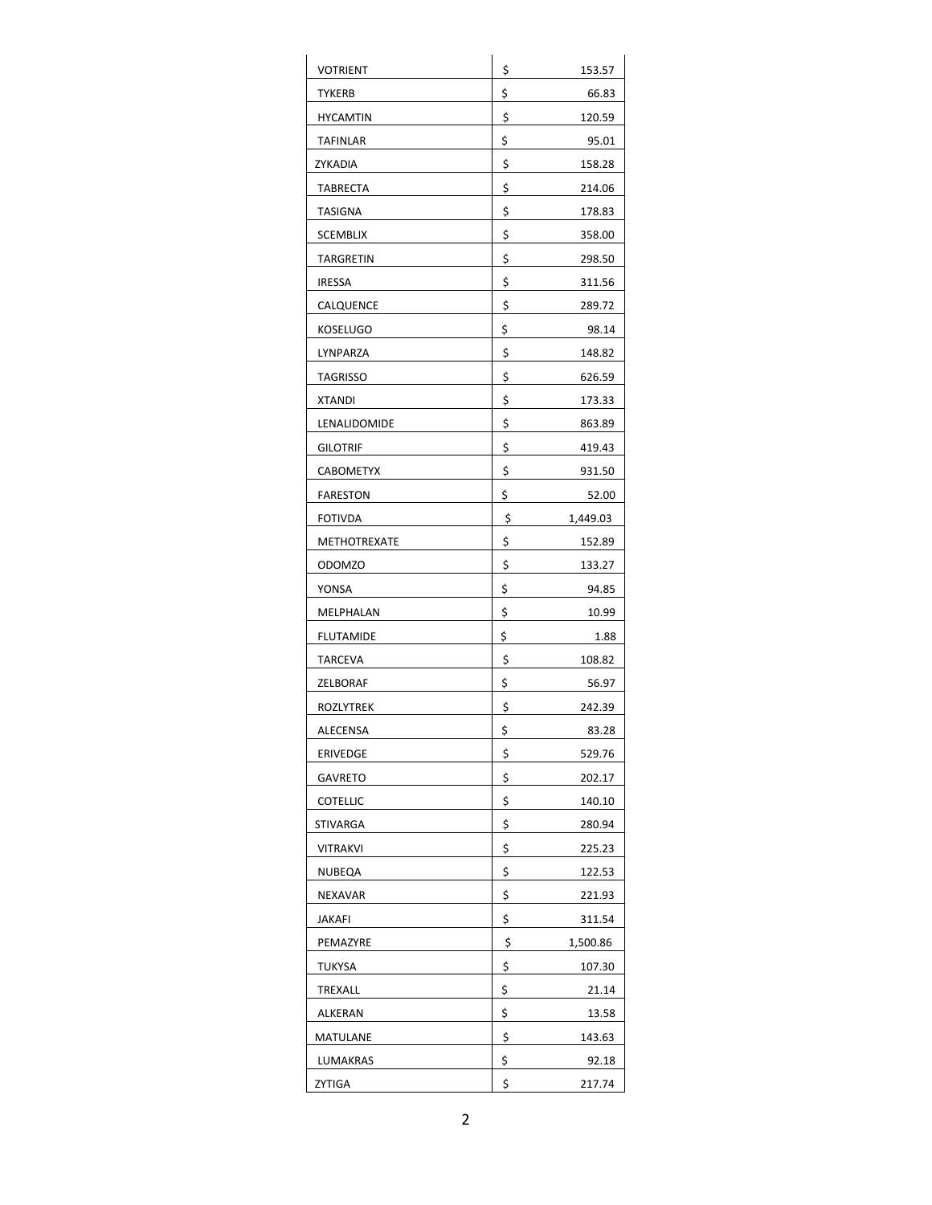| | |
|---|---|
| VOTRIENT | $ 153.57 |
| TYKERB | $ 66.83 |
| HYCAMTIN | $ 120.59 |
| TAFINLAR | $ 95.01 |
| ZYKADIA | $ 158.28 |
| TABRECTA | $ 214.06 |
| TASIGNA | $ 178.83 |
| SCEMBLIX | $ 358.00 |
| TARGRETIN | $ 298.50 |
| IRESSA | $ 311.56 |
| CALQUENCE | $ 289.72 |
| KOSELUGO | $ 98.14 |
| LYNPARZA | $ 148.82 |
| TAGRISSO | $ 626.59 |
| XTANDI | $ 173.33 |
| LENALIDOMIDE | $ 863.89 |
| GILOTRIF | $ 419.43 |
| CABOMETYX | $ 931.50 |
| FARESTON | $ 52.00 |
| FOTIVDA | $ 1,449.03 |
| METHOTREXATE | $ 152.89 |
| ODOMZO | $ 133.27 |
| YONSA | $ 94.85 |
| MELPHALAN | $ 10.99 |
| FLUTAMIDE | $ 1.88 |
| TARCEVA | $ 108.82 |
| ZELBORAF | $ 56.97 |
| ROZLYTREK | $ 242.39 |
| ALECENSA | $ 83.28 |
| ERIVEDGE | $ 529.76 |
| GAVRETO | $ 202.17 |
| COTELLIC | $ 140.10 |
| STIVARGA | $ 280.94 |
| VITRAKVI | $ 225.23 |
| NUBEQA | $ 122.53 |
| NEXAVAR | $ 221.93 |
| JAKAFI | $ 311.54 |
| PEMAZYRE | $ 1,500.86 |
| TUKYSA | $ 107.30 |
| TREXALL | $ 21.14 |
| ALKERAN | $ 13.58 |
| MATULANE | $ 143.63 |
| LUMAKRAS | $ 92.18 |
| ZYTIGA | $ 217.74 |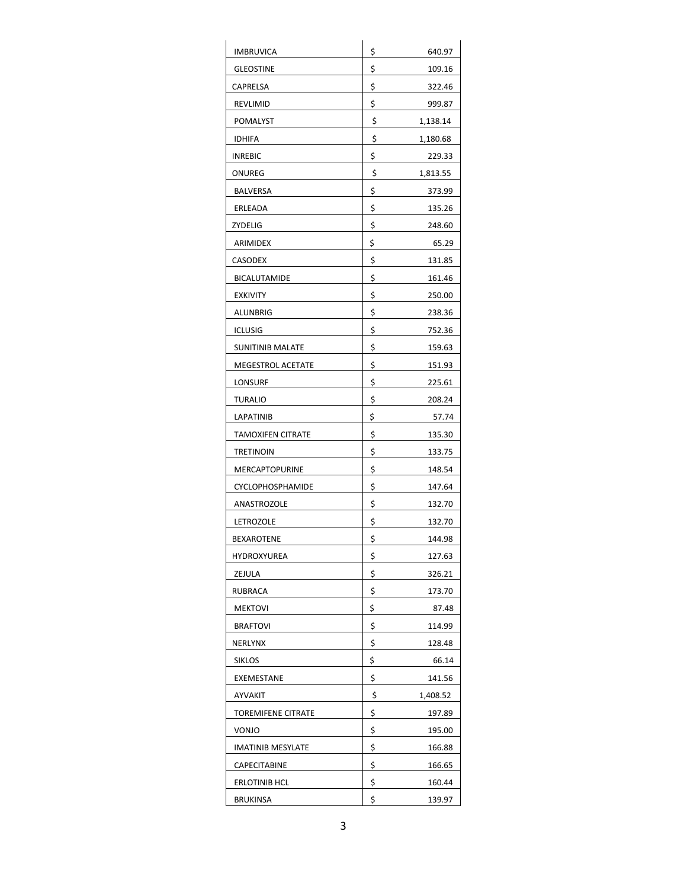| | |
|---|---|
| IMBRUVICA | $ 640.97 |
| GLEOSTINE | $ 109.16 |
| CAPRELSA | $ 322.46 |
| REVLIMID | $ 999.87 |
| POMALYST | $ 1,138.14 |
| IDHIFA | $ 1,180.68 |
| INREBIC | $ 229.33 |
| ONUREG | $ 1,813.55 |
| BALVERSA | $ 373.99 |
| ERLEADA | $ 135.26 |
| ZYDELIG | $ 248.60 |
| ARIMIDEX | $ 65.29 |
| CASODEX | $ 131.85 |
| BICALUTAMIDE | $ 161.46 |
| EXKIVITY | $ 250.00 |
| ALUNBRIG | $ 238.36 |
| ICLUSIG | $ 752.36 |
| SUNITINIB MALATE | $ 159.63 |
| MEGESTROL ACETATE | $ 151.93 |
| LONSURF | $ 225.61 |
| TURALIO | $ 208.24 |
| LAPATINIB | $ 57.74 |
| TAMOXIFEN CITRATE | $ 135.30 |
| TRETINOIN | $ 133.75 |
| MERCAPTOPURINE | $ 148.54 |
| CYCLOPHOSPHAMIDE | $ 147.64 |
| ANASTROZOLE | $ 132.70 |
| LETROZOLE | $ 132.70 |
| BEXAROTENE | $ 144.98 |
| HYDROXYUREA | $ 127.63 |
| ZEJULA | $ 326.21 |
| RUBRACA | $ 173.70 |
| MEKTOVI | $ 87.48 |
| BRAFTOVI | $ 114.99 |
| NERLYNX | $ 128.48 |
| SIKLOS | $ 66.14 |
| EXEMESTANE | $ 141.56 |
| AYVAKIT | $ 1,408.52 |
| TOREMIFENE CITRATE | $ 197.89 |
| VONJO | $ 195.00 |
| IMATINIB MESYLATE | $ 166.88 |
| CAPECITABINE | $ 166.65 |
| ERLOTINIB HCL | $ 160.44 |
| BRUKINSA | $ 139.97 |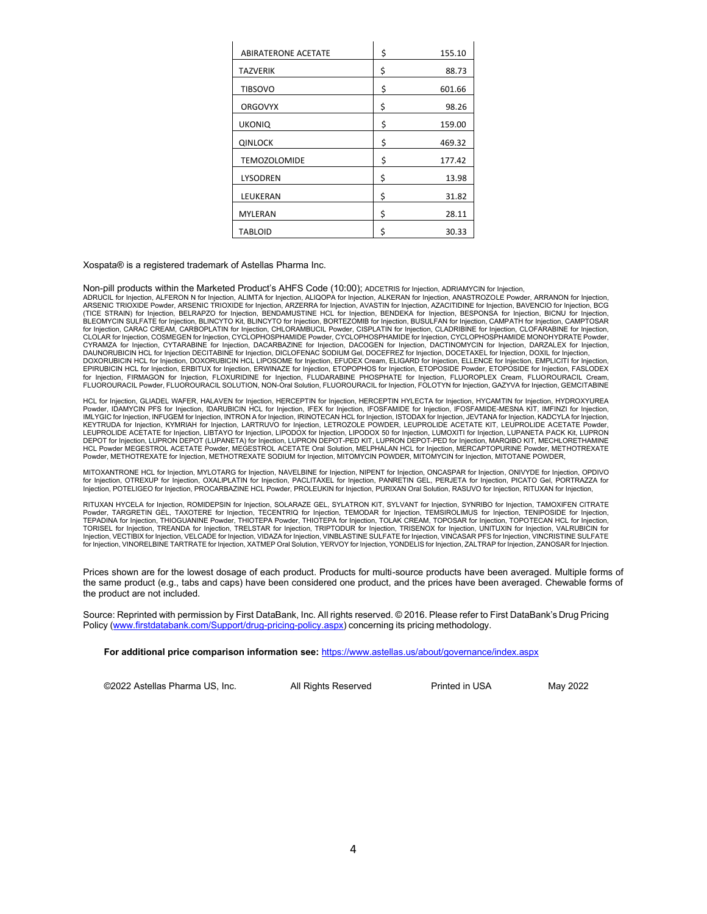| | | |
|---|---|---|
| ABIRATERONE ACETATE | $ | 155.10 |
| TAZVERIK | $ | 88.73 |
| TIBSOVO | $ | 601.66 |
| ORGOVYX | $ | 98.26 |
| UKONIQ | $ | 159.00 |
| QINLOCK | $ | 469.32 |
| TEMOZOLOMIDE | $ | 177.42 |
| LYSODREN | $ | 13.98 |
| LEUKERAN | $ | 31.82 |
| MYLERAN | $ | 28.11 |
| TABLOID | $ | 30.33 |

Xospata® is a registered trademark of Astellas Pharma Inc.

Non-pill products within the Marketed Product's AHFS Code (10:00); ADCETRIS for Injection, ADRIAMYCIN for Injection, ADRUCIL for Injection, ALFERON N for Injection, ALIMTA for Injection, ALIQOPA for Injection, ALKERAN for Injection, ANASTROZOLE Powder, ARRANON for Injection, ARSENIC TRIOXIDE Powder, ARSENIC TRIOXIDE for Injection, ARZERRA for Injection, AVASTIN for Injection, AZACITIDINE for Injection, BAVENCIO for Injection, BCG (TICE STRAIN) for Injection, BELRAPZO for Injection, BENDAMUSTINE HCL for Injection, BENDEKA for Injection, BESPONSA for Injection, BICNU for Injection, BLEOMYCIN SULFATE for Injection, BLINCYTO Kit, BLINCYTO for Injection, BORTEZOMIB for Injection, BUSULFAN for Injection, CAMPATH for Injection, CAMPTOSAR for Injection, CARAC CREAM, CARBOPLATIN for Injection, CHLORAMBUCIL Powder, CISPLATIN for Injection, CLADRIBINE for Injection, CLOFARABINE for Injection, CLOLAR for Injection, COSMEGEN for Injection, CYCLOPHOSPHAMIDE Powder, CYCLOPHOSPHAMIDE for Injection, CYCLOPHOSPHAMIDE MONOHYDRATE Powder, CYRAMZA for Injection, CYTARABINE for Injection, DACARBAZINE for Injection, DACOGEN for Injection, DACTINOMYCIN for Injection, DARZALEX for Injection, DAUNORUBICIN HCL for Injection DECITABINE for Injection, DICLOFENAC SODIUM Gel, DOCEFREZ for Injection, DOCETAXEL for Injection, DOXIL for Injection, DOXORUBICIN HCL for Injection, DOXORUBICIN HCL LIPOSOME for Injection, EFUDEX Cream, ELIGARD for Injection, ELLENCE for Injection, EMPLICITI for Injection, EPIRUBICIN HCL for Injection, ERBITUX for Injection, ERWINAZE for Injection, ETOPOPHOS for Injection, ETOPOSIDE Powder, ETOPOSIDE for Injection, FASLODEX for Injection, FIRMAGON for Injection, FLOXURIDINE for Injection, FLUDARABINE PHOSPHATE for Injection, FLUOROPLEX Cream, FLUOROURACIL Cream, FLUOROURACIL Powder, FLUOROURACIL SOLUTION, NON-Oral Solution, FLUOROURACIL for Injection, FOLOTYN for Injection, GAZYVA for Injection, GEMCITABINE

HCL for Injection, GLIADEL WAFER, HALAVEN for Injection, HERCEPTIN for Injection, HERCEPTIN HYLECTA for Injection, HYCAMTIN for Injection, HYDROXYUREA Powder, IDAMYCIN PFS for Injection, IDARUBICIN HCL for Injection, IFEX for Injection, IFOSFAMIDE for Injection, IFOSFAMIDE-MESNA KIT, IMFINZI for Injection, IMLYGIC for Injection, INFUGEM for Injection, INTRON A for Injection, IRINOTECAN HCL for Injection, ISTODAX for Injection, JEVTANA for Injection, KADCYLA for Injection, KEYTRUDA for Injection, KYMRIAH for Injection, LARTRUVO for Injection, LETROZOLE POWDER, LEUPROLIDE ACETATE KIT, LEUPROLIDE ACETATE Powder, LEUPROLIDE ACETATE for Injection, LIBTAYO for Injection, LIPODOX for Injection, LIPODOX 50 for Injection, LUMOXITI for Injection, LUPANETA PACK Kit, LUPRON DEPOT for Injection, LUPRON DEPOT (LUPANETA) for Injection, LUPRON DEPOT-PED KIT, LUPRON DEPOT-PED for Injection, MARQIBO KIT, MECHLORETHAMINE HCL Powder MEGESTROL ACETATE Powder, MEGESTROL ACETATE Oral Solution, MELPHALAN HCL for Injection, MERCAPTOPURINE Powder, METHOTREXATE Powder, METHOTREXATE for Injection, METHOTREXATE SODIUM for Injection, MITOMYCIN POWDER, MITOMYCIN for Injection, MITOTANE POWDER,

MITOXANTRONE HCL for Injection, MYLOTARG for Injection, NAVELBINE for Injection, NIPENT for Injection, ONCASPAR for Injection, ONIVYDE for Injection, OPDIVO for Injection, OTREXUP for Injection, OXALIPLATIN for Injection, PACLITAXEL for Injection, PANRETIN GEL, PERJETA for Injection, PICATO Gel, PORTRAZZA for Injection, POTELIGEO for Injection, PROCARBAZINE HCL Powder, PROLEUKIN for Injection, PURIXAN Oral Solution, RASUVO for Injection, RITUXAN for Injection,

RITUXAN HYCELA for Injection, ROMIDEPSIN for Injection, SOLARAZE GEL, SYLATRON KIT, SYLVANT for Injection, SYNRIBO for Injection, TAMOXIFEN CITRATE Powder, TARGRETIN GEL, TAXOTERE for Injection, TECENTRIQ for Injection, TEMODAR for Injection, TEMSIROLIMUS for Injection, TENIPOSIDE for Injection, TEPADINA for Injection, THIOGUANINE Powder, THIOTEPA Powder, THIOTEPA for Injection, TOLAK CREAM, TOPOSAR for Injection, TOPOTECAN HCL for Injection, TORISEL for Injection, TREANDA for Injection, TRELSTAR for Injection, TRIPTODUR for Injection, TRISENOX for Injection, UNITUXIN for Injection, VALRUBICIN for Injection, VECTIBIX for Injection, VELCADE for Injection, VIDAZA for Injection, VINBLASTINE SULFATE for Injection, VINCASAR PFS for Injection, VINCRISTINE SULFATE for Injection, VINORELBINE TARTRATE for Injection, XATMEP Oral Solution, YERVOY for Injection, YONDELIS for Injection, ZALTRAP for Injection, ZANOSAR for Injection.

Prices shown are for the lowest dosage of each product. Products for multi-source products have been averaged. Multiple forms of the same product (e.g., tabs and caps) have been considered one product, and the prices have been averaged. Chewable forms of the product are not included.

Source: Reprinted with permission by First DataBank, Inc. All rights reserved. © 2016. Please refer to First DataBank's Drug Pricing Policy (www.firstdatabank.com/Support/drug-pricing-policy.aspx) concerning its pricing methodology.

**For additional price comparison information see:** https://www.astellas.us/about/governance/index.aspx

©2022 Astellas Pharma US, Inc. All Rights Reserved Printed in USA May 2022